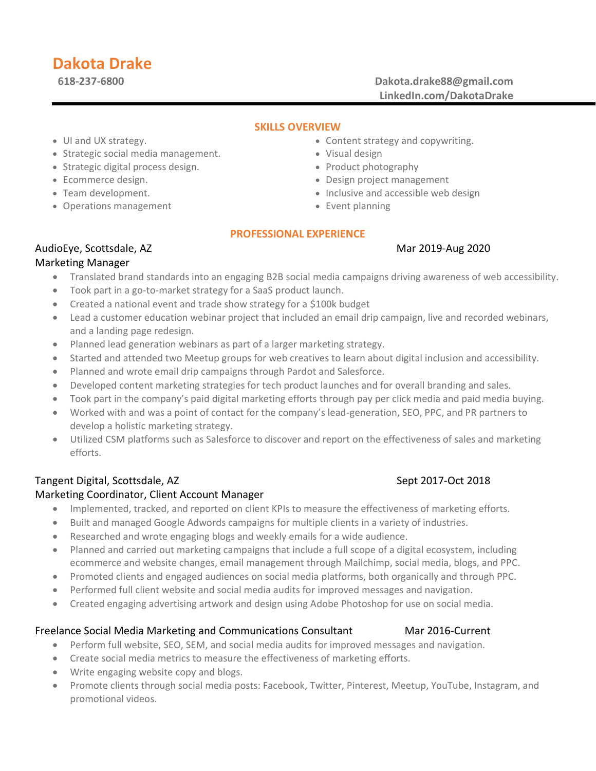# Dakota Drake

**618-237-6800**

**Dakota.drake88@gmail.com**
**LinkedIn.com/DakotaDrake**

## SKILLS OVERVIEW

- UI and UX strategy.
- Strategic social media management.
- Strategic digital process design.
- Ecommerce design.
- Team development.
- Operations management
- Content strategy and copywriting.
- Visual design
- Product photography
- Design project management
- Inclusive and accessible web design
- Event planning

## PROFESSIONAL EXPERIENCE

AudioEye, Scottsdale, AZ — Mar 2019-Aug 2020
Marketing Manager

- Translated brand standards into an engaging B2B social media campaigns driving awareness of web accessibility.
- Took part in a go-to-market strategy for a SaaS product launch.
- Created a national event and trade show strategy for a $100k budget
- Lead a customer education webinar project that included an email drip campaign, live and recorded webinars, and a landing page redesign.
- Planned lead generation webinars as part of a larger marketing strategy.
- Started and attended two Meetup groups for web creatives to learn about digital inclusion and accessibility.
- Planned and wrote email drip campaigns through Pardot and Salesforce.
- Developed content marketing strategies for tech product launches and for overall branding and sales.
- Took part in the company's paid digital marketing efforts through pay per click media and paid media buying.
- Worked with and was a point of contact for the company's lead-generation, SEO, PPC, and PR partners to develop a holistic marketing strategy.
- Utilized CSM platforms such as Salesforce to discover and report on the effectiveness of sales and marketing efforts.

Tangent Digital, Scottsdale, AZ — Sept 2017-Oct 2018
Marketing Coordinator, Client Account Manager

- Implemented, tracked, and reported on client KPIs to measure the effectiveness of marketing efforts.
- Built and managed Google Adwords campaigns for multiple clients in a variety of industries.
- Researched and wrote engaging blogs and weekly emails for a wide audience.
- Planned and carried out marketing campaigns that include a full scope of a digital ecosystem, including ecommerce and website changes, email management through Mailchimp, social media, blogs, and PPC.
- Promoted clients and engaged audiences on social media platforms, both organically and through PPC.
- Performed full client website and social media audits for improved messages and navigation.
- Created engaging advertising artwork and design using Adobe Photoshop for use on social media.

Freelance Social Media Marketing and Communications Consultant — Mar 2016-Current

- Perform full website, SEO, SEM, and social media audits for improved messages and navigation.
- Create social media metrics to measure the effectiveness of marketing efforts.
- Write engaging website copy and blogs.
- Promote clients through social media posts: Facebook, Twitter, Pinterest, Meetup, YouTube, Instagram, and promotional videos.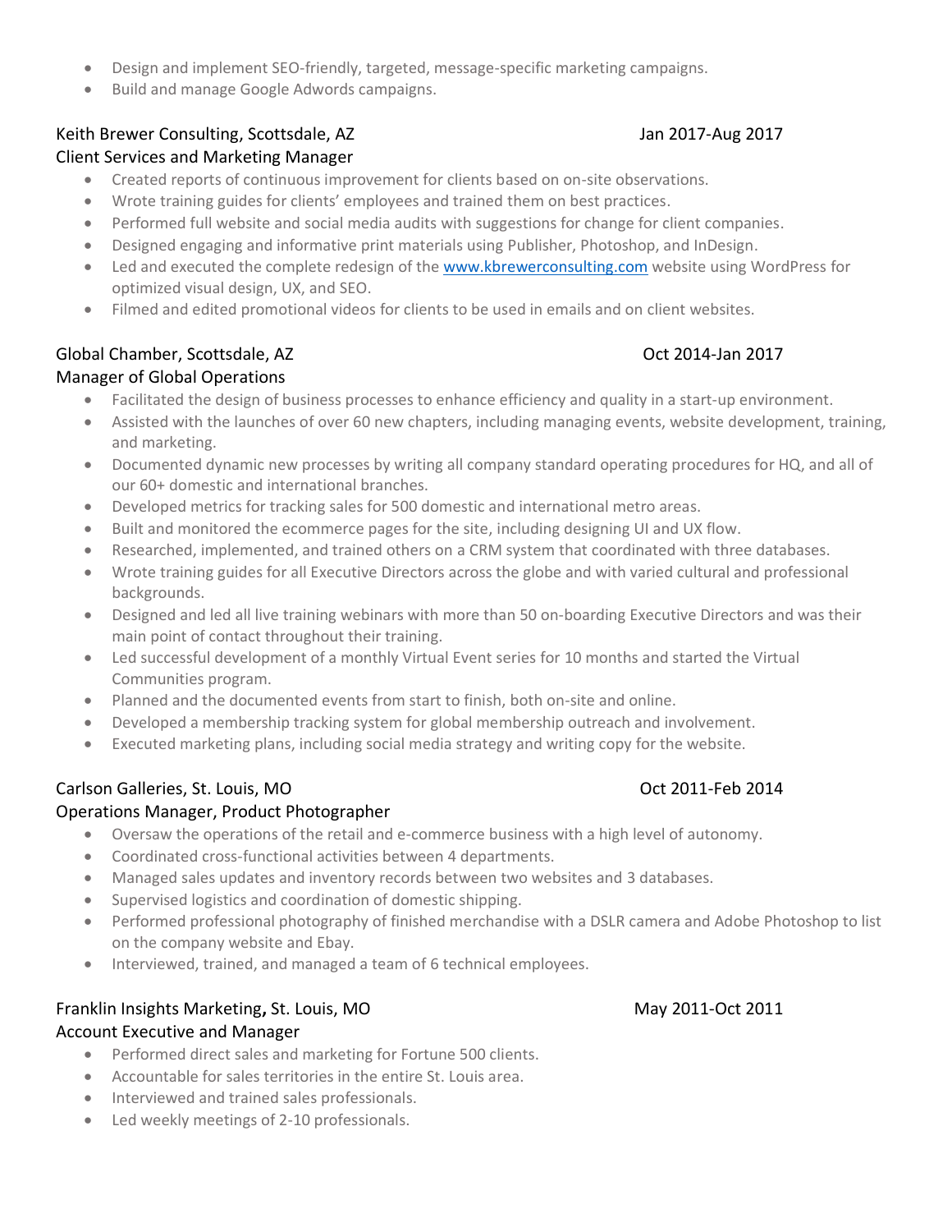- Design and implement SEO-friendly, targeted, message-specific marketing campaigns.
- Build and manage Google Adwords campaigns.

Keith Brewer Consulting, Scottsdale, AZ — Jan 2017-Aug 2017
Client Services and Marketing Manager

- Created reports of continuous improvement for clients based on on-site observations.
- Wrote training guides for clients' employees and trained them on best practices.
- Performed full website and social media audits with suggestions for change for client companies.
- Designed engaging and informative print materials using Publisher, Photoshop, and InDesign.
- Led and executed the complete redesign of the www.kbrewerconsulting.com website using WordPress for optimized visual design, UX, and SEO.
- Filmed and edited promotional videos for clients to be used in emails and on client websites.

Global Chamber, Scottsdale, AZ — Oct 2014-Jan 2017
Manager of Global Operations

- Facilitated the design of business processes to enhance efficiency and quality in a start-up environment.
- Assisted with the launches of over 60 new chapters, including managing events, website development, training, and marketing.
- Documented dynamic new processes by writing all company standard operating procedures for HQ, and all of our 60+ domestic and international branches.
- Developed metrics for tracking sales for 500 domestic and international metro areas.
- Built and monitored the ecommerce pages for the site, including designing UI and UX flow.
- Researched, implemented, and trained others on a CRM system that coordinated with three databases.
- Wrote training guides for all Executive Directors across the globe and with varied cultural and professional backgrounds.
- Designed and led all live training webinars with more than 50 on-boarding Executive Directors and was their main point of contact throughout their training.
- Led successful development of a monthly Virtual Event series for 10 months and started the Virtual Communities program.
- Planned and the documented events from start to finish, both on-site and online.
- Developed a membership tracking system for global membership outreach and involvement.
- Executed marketing plans, including social media strategy and writing copy for the website.

Carlson Galleries, St. Louis, MO — Oct 2011-Feb 2014
Operations Manager, Product Photographer

- Oversaw the operations of the retail and e-commerce business with a high level of autonomy.
- Coordinated cross-functional activities between 4 departments.
- Managed sales updates and inventory records between two websites and 3 databases.
- Supervised logistics and coordination of domestic shipping.
- Performed professional photography of finished merchandise with a DSLR camera and Adobe Photoshop to list on the company website and Ebay.
- Interviewed, trained, and managed a team of 6 technical employees.

Franklin Insights Marketing, St. Louis, MO — May 2011-Oct 2011
Account Executive and Manager

- Performed direct sales and marketing for Fortune 500 clients.
- Accountable for sales territories in the entire St. Louis area.
- Interviewed and trained sales professionals.
- Led weekly meetings of 2-10 professionals.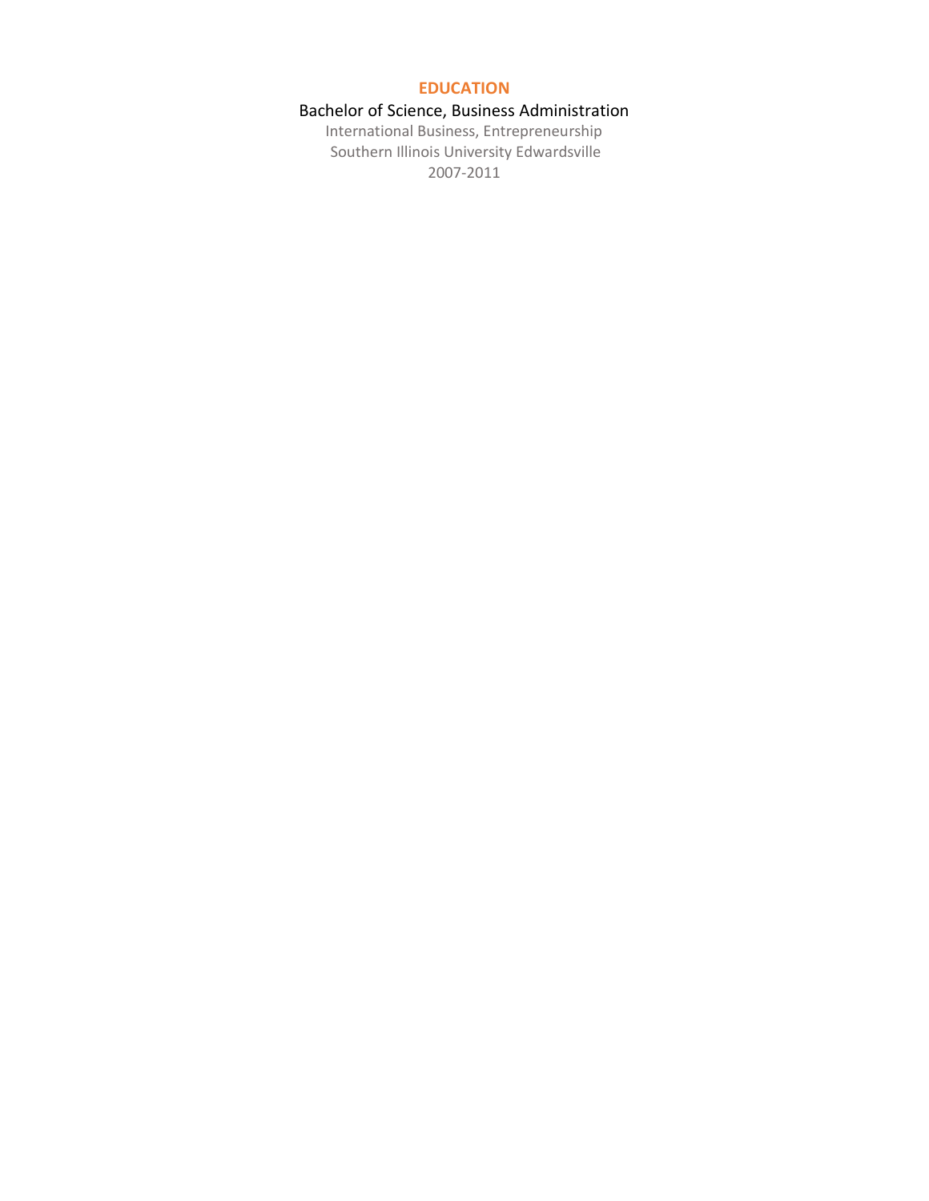## EDUCATION

Bachelor of Science, Business Administration

International Business, Entrepreneurship

Southern Illinois University Edwardsville

2007-2011